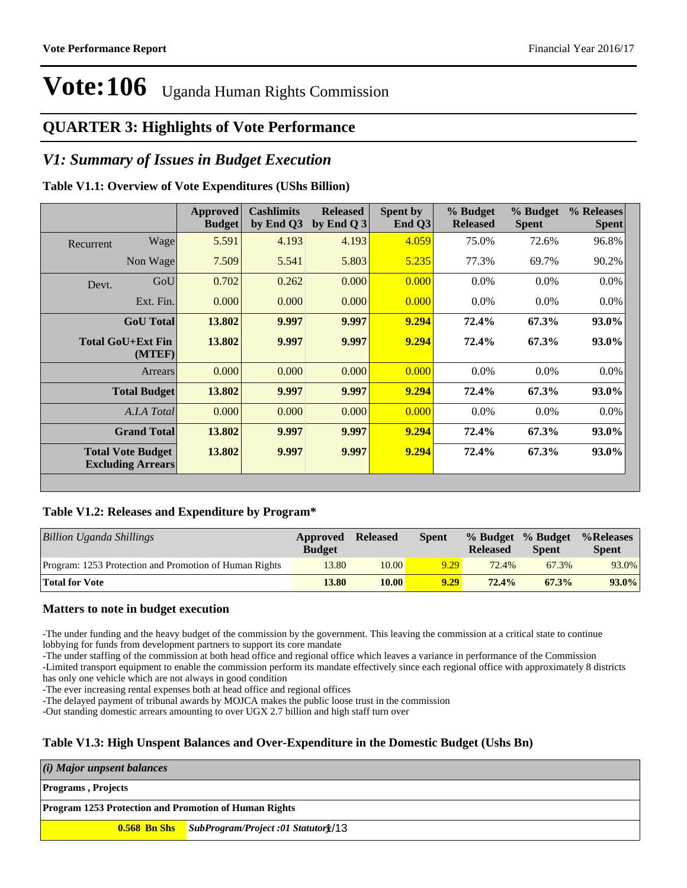**Vote Performance Report** Financial Year 2016/17

# Vote:106 Uganda Human Rights Commission

## QUARTER 3: Highlights of Vote Performance

## *V1: Summary of Issues in Budget Execution*

### Table V1.1: Overview of Vote Expenditures (UShs Billion)

| | | Approved Budget | Cashlimits by End Q3 | Released by End Q 3 | Spent by End Q3 | % Budget Released | % Budget Spent | % Releases Spent |
|---|---|---|---|---|---|---|---|---|
| Recurrent | Wage | 5.591 | 4.193 | 4.193 | 4.059 | 75.0% | 72.6% | 96.8% |
| | Non Wage | 7.509 | 5.541 | 5.803 | 5.235 | 77.3% | 69.7% | 90.2% |
| Devt. | GoU | 0.702 | 0.262 | 0.000 | 0.000 | 0.0% | 0.0% | 0.0% |
| | Ext. Fin. | 0.000 | 0.000 | 0.000 | 0.000 | 0.0% | 0.0% | 0.0% |
| | **GoU Total** | **13.802** | **9.997** | **9.997** | **9.294** | **72.4%** | **67.3%** | **93.0%** |
| | **Total GoU+Ext Fin (MTEF)** | **13.802** | **9.997** | **9.997** | **9.294** | **72.4%** | **67.3%** | **93.0%** |
| | Arrears | 0.000 | 0.000 | 0.000 | 0.000 | 0.0% | 0.0% | 0.0% |
| | **Total Budget** | **13.802** | **9.997** | **9.997** | **9.294** | **72.4%** | **67.3%** | **93.0%** |
| | *A.I.A Total* | 0.000 | 0.000 | 0.000 | 0.000 | 0.0% | 0.0% | 0.0% |
| | **Grand Total** | **13.802** | **9.997** | **9.997** | **9.294** | **72.4%** | **67.3%** | **93.0%** |
| | **Total Vote Budget Excluding Arrears** | **13.802** | **9.997** | **9.997** | **9.294** | **72.4%** | **67.3%** | **93.0%** |

### Table V1.2: Releases and Expenditure by Program*

| *Billion Uganda Shillings* | Approved Budget | Released | Spent | % Budget Released | % Budget Spent | %Releases Spent |
|---|---|---|---|---|---|---|
| Program: 1253 Protection and Promotion of Human Rights | 13.80 | 10.00 | 9.29 | 72.4% | 67.3% | 93.0% |
| **Total for Vote** | **13.80** | **10.00** | **9.29** | **72.4%** | **67.3%** | **93.0%** |

### Matters to note in budget execution

-The under funding and the heavy budget of the commission by the government. This leaving the commission at a critical state to continue lobbying for funds from development partners to support its core mandate
-The under staffing of the commission at both head office and regional office which leaves a variance in performance of the Commission
-Limited transport equipment to enable the commission perform its mandate effectively since each regional office with approximately 8 districts has only one vehicle which are not always in good condition
-The ever increasing rental expenses both at head office and regional offices
-The delayed payment of tribunal awards by MOJCA makes the public loose trust in the commission
-Out standing domestic arrears amounting to over UGX 2.7 billion and high staff turn over

### Table V1.3: High Unspent Balances and Over-Expenditure in the Domestic Budget (Ushs Bn)

| *(i) Major unpsent balances* | |
|---|---|
| **Programs , Projects** | |
| **Program 1253 Protection and Promotion of Human Rights** | |
| **0.568 Bn Shs** | ***SubProgram/Project :01 Statutory*** |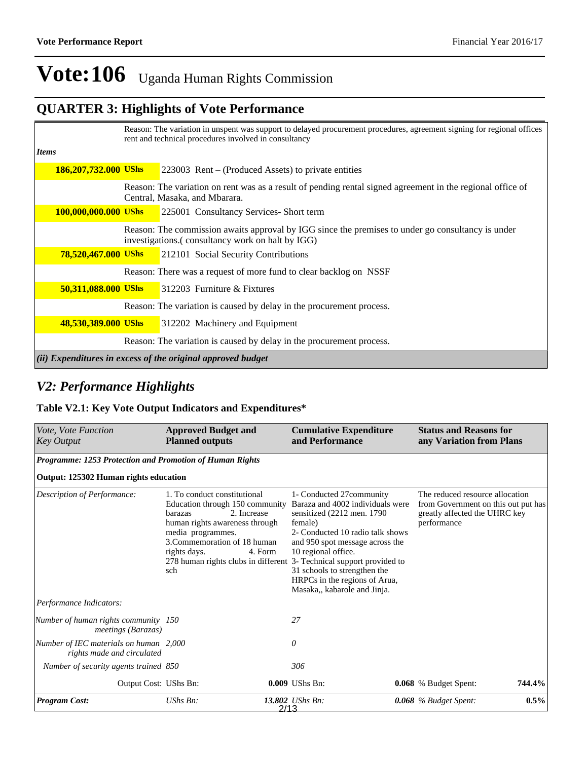# Vote:106 Uganda Human Rights Commission

## QUARTER 3: Highlights of Vote Performance

Reason: The variation in unspent was support to delayed procurement procedures, agreement signing for regional offices rent and technical procedures involved in consultancy

*Items*

| | |
|---|---|
| **186,207,732.000 UShs** | 223003 Rent – (Produced Assets) to private entities |
| | Reason: The variation on rent was as a result of pending rental signed agreement in the regional office of Central, Masaka, and Mbarara. |
| **100,000,000.000 UShs** | 225001 Consultancy Services- Short term |
| | Reason: The commission awaits approval by IGG since the premises to under go consultancy is under investigations.( consultancy work on halt by IGG) |
| **78,520,467.000 UShs** | 212101 Social Security Contributions |
| | Reason: There was a request of more fund to clear backlog on NSSF |
| **50,311,088.000 UShs** | 312203 Furniture & Fixtures |
| | Reason: The variation is caused by delay in the procurement process. |
| **48,530,389.000 UShs** | 312202 Machinery and Equipment |
| | Reason: The variation is caused by delay in the procurement process. |

***(ii) Expenditures in excess of the original approved budget***

## *V2: Performance Highlights*

### Table V2.1: Key Vote Output Indicators and Expenditures*

| *Vote, Vote Function Key Output* | **Approved Budget and Planned outputs** | **Cumulative Expenditure and Performance** | **Status and Reasons for any Variation from Plans** |
|---|---|---|---|
| ***Programme: 1253 Protection and Promotion of Human Rights*** | | | |
| **Output: 125302 Human rights education** | | | |
| *Description of Performance:* | 1. To conduct constitutional Education through 150 community barazas 2. Increase human rights awareness through media programmes. 3.Commemoration of 18 human rights days. 4. Form 278 human rights clubs in different sch | 1- Conducted 27community Baraza and 4002 individuals were sensitized (2212 men. 1790 female) 2- Conducted 10 radio talk shows and 950 spot message across the 10 regional office. 3- Technical support provided to 31 schools to strengthen the HRPCs in the regions of Arua, Masaka,, kabarole and Jinja. | The reduced resource allocation from Government on this out put has greatly affected the UHRC key performance |
| *Performance Indicators:* | | | |
| *Number of human rights community meetings (Barazas)* | *150* | *27* | |
| *Number of IEC materials on human rights made and circulated* | *2,000* | *0* | |
| *Number of security agents trained* | *850* | *306* | |
| Output Cost: | UShs Bn: **0.009** | UShs Bn: **0.068** | % Budget Spent: **744.4%** |
| ***Program Cost:*** | *UShs Bn:* ***13.802*** | *UShs Bn:* ***0.068*** | *% Budget Spent:* ***0.5%*** |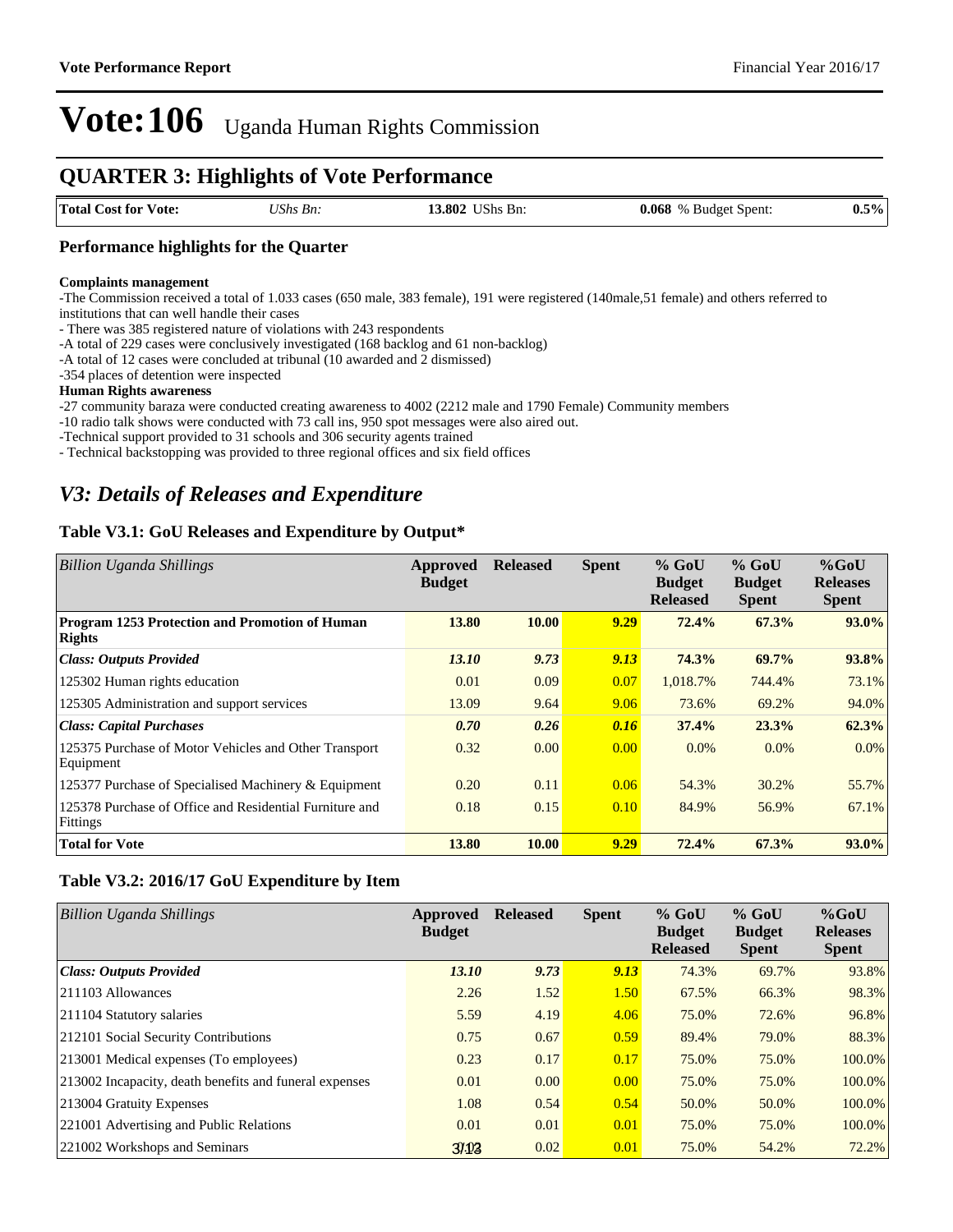# Vote:106 Uganda Human Rights Commission

## QUARTER 3: Highlights of Vote Performance

| Total Cost for Vote: | UShs Bn: | 13.802 UShs Bn: | 0.068 % Budget Spent: | 0.5% |
|---|---|---|---|---|

### Performance highlights for the Quarter

**Complaints management**

-The Commission received a total of 1.033 cases (650 male, 383 female), 191 were registered (140male,51 female) and others referred to institutions that can well handle their cases

- There was 385 registered nature of violations with 243 respondents

-A total of 229 cases were conclusively investigated (168 backlog and 61 non-backlog)

-A total of 12 cases were concluded at tribunal (10 awarded and 2 dismissed)

-354 places of detention were inspected

**Human Rights awareness**

-27 community baraza were conducted creating awareness to 4002 (2212 male and 1790 Female) Community members

-10 radio talk shows were conducted with 73 call ins, 950 spot messages were also aired out.

-Technical support provided to 31 schools and 306 security agents trained

- Technical backstopping was provided to three regional offices and six field offices

## *V3: Details of Releases and Expenditure*

### Table V3.1: GoU Releases and Expenditure by Output*

| *Billion Uganda Shillings* | Approved Budget | Released | Spent | % GoU Budget Released | % GoU Budget Spent | %GoU Releases Spent |
|---|---|---|---|---|---|---|
| **Program 1253 Protection and Promotion of Human Rights** | **13.80** | **10.00** | **9.29** | **72.4%** | **67.3%** | **93.0%** |
| ***Class: Outputs Provided*** | ***13.10*** | ***9.73*** | ***9.13*** | **74.3%** | **69.7%** | **93.8%** |
| 125302 Human rights education | 0.01 | 0.09 | 0.07 | 1,018.7% | 744.4% | 73.1% |
| 125305 Administration and support services | 13.09 | 9.64 | 9.06 | 73.6% | 69.2% | 94.0% |
| ***Class: Capital Purchases*** | ***0.70*** | ***0.26*** | ***0.16*** | **37.4%** | **23.3%** | **62.3%** |
| 125375 Purchase of Motor Vehicles and Other Transport Equipment | 0.32 | 0.00 | 0.00 | 0.0% | 0.0% | 0.0% |
| 125377 Purchase of Specialised Machinery & Equipment | 0.20 | 0.11 | 0.06 | 54.3% | 30.2% | 55.7% |
| 125378 Purchase of Office and Residential Furniture and Fittings | 0.18 | 0.15 | 0.10 | 84.9% | 56.9% | 67.1% |
| **Total for Vote** | **13.80** | **10.00** | **9.29** | **72.4%** | **67.3%** | **93.0%** |

### Table V3.2: 2016/17 GoU Expenditure by Item

| *Billion Uganda Shillings* | Approved Budget | Released | Spent | % GoU Budget Released | % GoU Budget Spent | %GoU Releases Spent |
|---|---|---|---|---|---|---|
| ***Class: Outputs Provided*** | ***13.10*** | ***9.73*** | ***9.13*** | 74.3% | 69.7% | 93.8% |
| 211103 Allowances | 2.26 | 1.52 | 1.50 | 67.5% | 66.3% | 98.3% |
| 211104 Statutory salaries | 5.59 | 4.19 | 4.06 | 75.0% | 72.6% | 96.8% |
| 212101 Social Security Contributions | 0.75 | 0.67 | 0.59 | 89.4% | 79.0% | 88.3% |
| 213001 Medical expenses (To employees) | 0.23 | 0.17 | 0.17 | 75.0% | 75.0% | 100.0% |
| 213002 Incapacity, death benefits and funeral expenses | 0.01 | 0.00 | 0.00 | 75.0% | 75.0% | 100.0% |
| 213004 Gratuity Expenses | 1.08 | 0.54 | 0.54 | 50.0% | 50.0% | 100.0% |
| 221001 Advertising and Public Relations | 0.01 | 0.01 | 0.01 | 75.0% | 75.0% | 100.0% |
| 221002 Workshops and Seminars | 0.03 | 0.02 | 0.01 | 75.0% | 54.2% | 72.2% |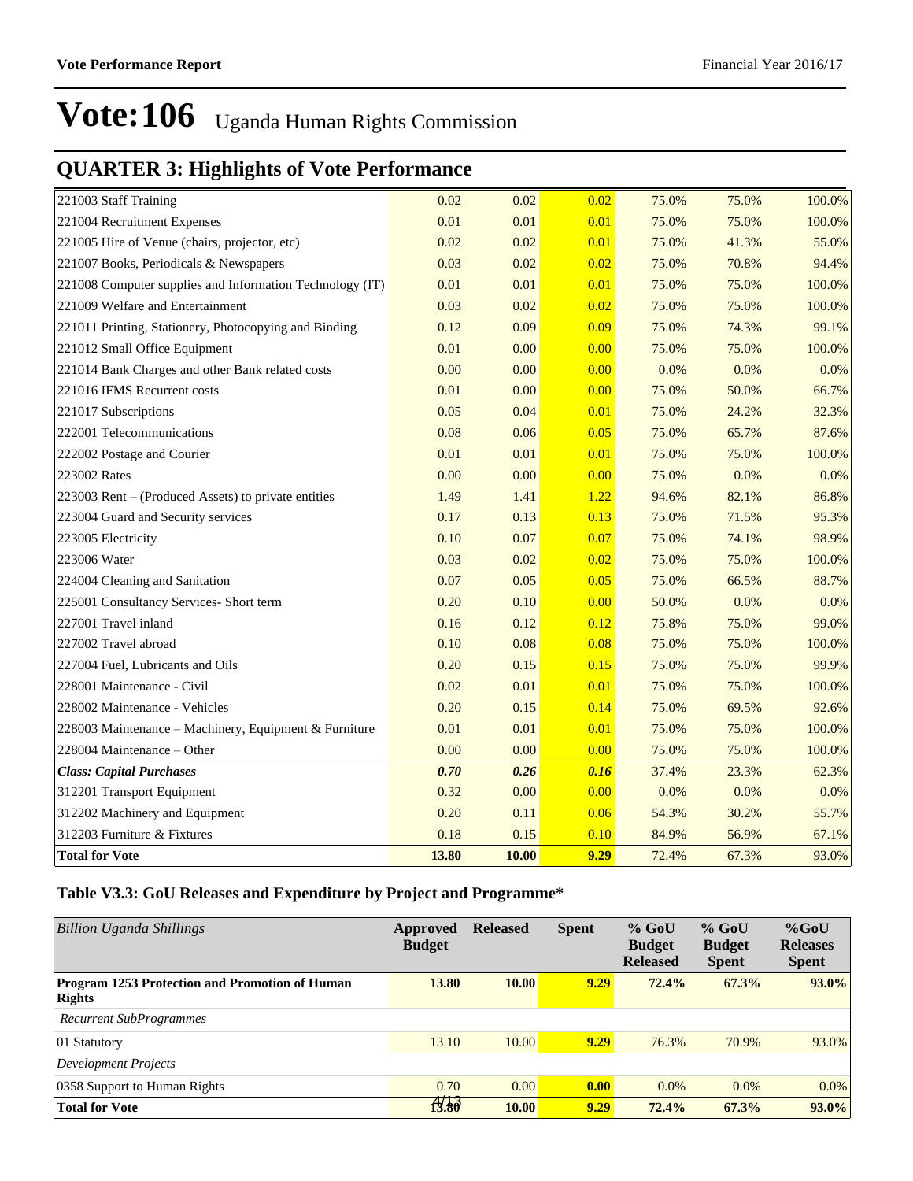# Vote:106 Uganda Human Rights Commission

## QUARTER 3: Highlights of Vote Performance

| | | | | | | |
|---|---|---|---|---|---|---|
| 221003 Staff Training | 0.02 | 0.02 | 0.02 | 75.0% | 75.0% | 100.0% |
| 221004 Recruitment Expenses | 0.01 | 0.01 | 0.01 | 75.0% | 75.0% | 100.0% |
| 221005 Hire of Venue (chairs, projector, etc) | 0.02 | 0.02 | 0.01 | 75.0% | 41.3% | 55.0% |
| 221007 Books, Periodicals & Newspapers | 0.03 | 0.02 | 0.02 | 75.0% | 70.8% | 94.4% |
| 221008 Computer supplies and Information Technology (IT) | 0.01 | 0.01 | 0.01 | 75.0% | 75.0% | 100.0% |
| 221009 Welfare and Entertainment | 0.03 | 0.02 | 0.02 | 75.0% | 75.0% | 100.0% |
| 221011 Printing, Stationery, Photocopying and Binding | 0.12 | 0.09 | 0.09 | 75.0% | 74.3% | 99.1% |
| 221012 Small Office Equipment | 0.01 | 0.00 | 0.00 | 75.0% | 75.0% | 100.0% |
| 221014 Bank Charges and other Bank related costs | 0.00 | 0.00 | 0.00 | 0.0% | 0.0% | 0.0% |
| 221016 IFMS Recurrent costs | 0.01 | 0.00 | 0.00 | 75.0% | 50.0% | 66.7% |
| 221017 Subscriptions | 0.05 | 0.04 | 0.01 | 75.0% | 24.2% | 32.3% |
| 222001 Telecommunications | 0.08 | 0.06 | 0.05 | 75.0% | 65.7% | 87.6% |
| 222002 Postage and Courier | 0.01 | 0.01 | 0.01 | 75.0% | 75.0% | 100.0% |
| 223002 Rates | 0.00 | 0.00 | 0.00 | 75.0% | 0.0% | 0.0% |
| 223003 Rent – (Produced Assets) to private entities | 1.49 | 1.41 | 1.22 | 94.6% | 82.1% | 86.8% |
| 223004 Guard and Security services | 0.17 | 0.13 | 0.13 | 75.0% | 71.5% | 95.3% |
| 223005 Electricity | 0.10 | 0.07 | 0.07 | 75.0% | 74.1% | 98.9% |
| 223006 Water | 0.03 | 0.02 | 0.02 | 75.0% | 75.0% | 100.0% |
| 224004 Cleaning and Sanitation | 0.07 | 0.05 | 0.05 | 75.0% | 66.5% | 88.7% |
| 225001 Consultancy Services- Short term | 0.20 | 0.10 | 0.00 | 50.0% | 0.0% | 0.0% |
| 227001 Travel inland | 0.16 | 0.12 | 0.12 | 75.8% | 75.0% | 99.0% |
| 227002 Travel abroad | 0.10 | 0.08 | 0.08 | 75.0% | 75.0% | 100.0% |
| 227004 Fuel, Lubricants and Oils | 0.20 | 0.15 | 0.15 | 75.0% | 75.0% | 99.9% |
| 228001 Maintenance - Civil | 0.02 | 0.01 | 0.01 | 75.0% | 75.0% | 100.0% |
| 228002 Maintenance - Vehicles | 0.20 | 0.15 | 0.14 | 75.0% | 69.5% | 92.6% |
| 228003 Maintenance – Machinery, Equipment & Furniture | 0.01 | 0.01 | 0.01 | 75.0% | 75.0% | 100.0% |
| 228004 Maintenance – Other | 0.00 | 0.00 | 0.00 | 75.0% | 75.0% | 100.0% |
| ***Class: Capital Purchases*** | ***0.70*** | ***0.26*** | ***0.16*** | 37.4% | 23.3% | 62.3% |
| 312201 Transport Equipment | 0.32 | 0.00 | 0.00 | 0.0% | 0.0% | 0.0% |
| 312202 Machinery and Equipment | 0.20 | 0.11 | 0.06 | 54.3% | 30.2% | 55.7% |
| 312203 Furniture & Fixtures | 0.18 | 0.15 | 0.10 | 84.9% | 56.9% | 67.1% |
| **Total for Vote** | **13.80** | **10.00** | **9.29** | 72.4% | 67.3% | 93.0% |

### Table V3.3: GoU Releases and Expenditure by Project and Programme*

| *Billion Uganda Shillings* | **Approved Budget** | **Released** | **Spent** | **% GoU Budget Released** | **% GoU Budget Spent** | **%GoU Releases Spent** |
|---|---|---|---|---|---|---|
| **Program 1253 Protection and Promotion of Human Rights** | **13.80** | **10.00** | **9.29** | **72.4%** | **67.3%** | **93.0%** |
| *Recurrent SubProgrammes* | | | | | | |
| 01 Statutory | 13.10 | 10.00 | **9.29** | 76.3% | 70.9% | 93.0% |
| *Development Projects* | | | | | | |
| 0358 Support to Human Rights | 0.70 | 0.00 | **0.00** | 0.0% | 0.0% | 0.0% |
| **Total for Vote** | **13.80** | **10.00** | **9.29** | **72.4%** | **67.3%** | **93.0%** |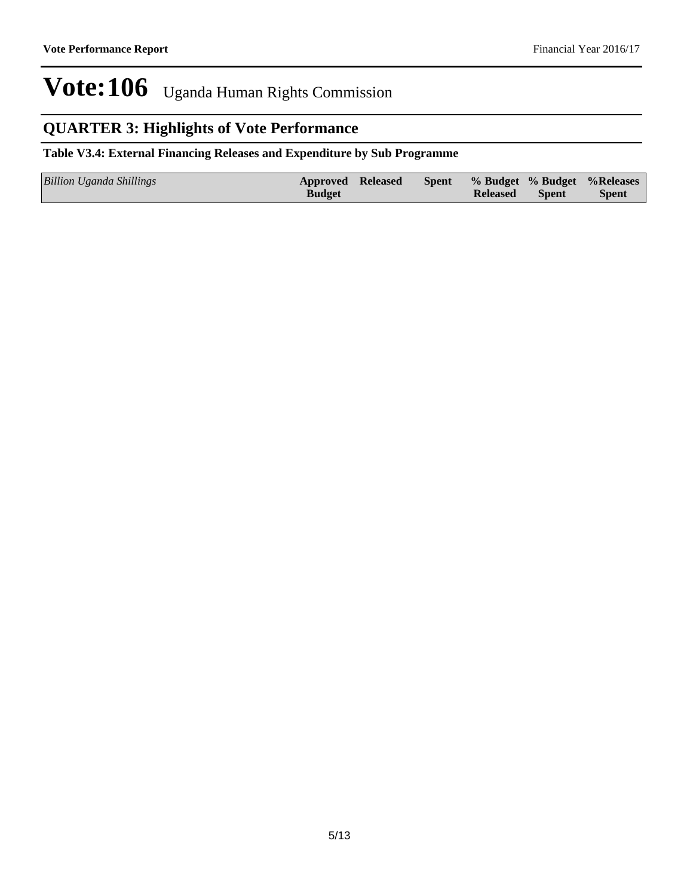# Vote:106 Uganda Human Rights Commission

## QUARTER 3: Highlights of Vote Performance

**Table V3.4: External Financing Releases and Expenditure by Sub Programme**

| *Billion Uganda Shillings* | Approved Budget | Released | Spent | % Budget Released | % Budget Spent | %Releases Spent |
|---|---|---|---|---|---|---|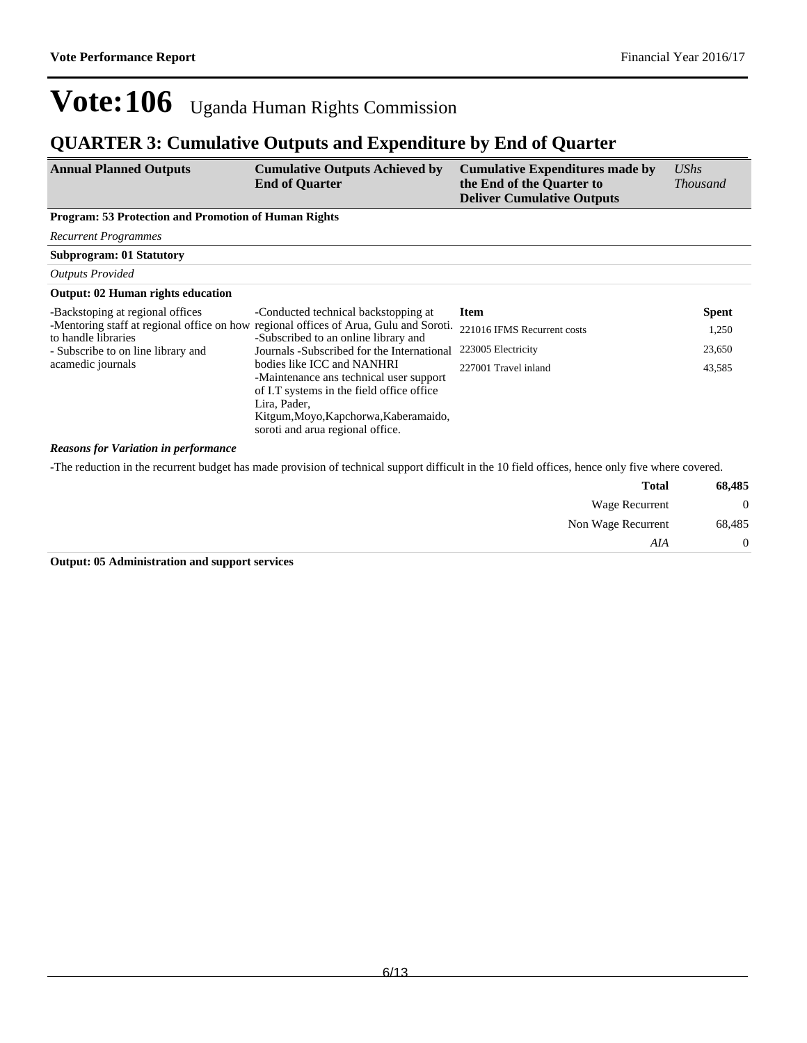# Vote:106 Uganda Human Rights Commission

## QUARTER 3: Cumulative Outputs and Expenditure by End of Quarter

| Annual Planned Outputs | Cumulative Outputs Achieved by End of Quarter | Cumulative Expenditures made by the End of the Quarter to Deliver Cumulative Outputs | *UShs Thousand* |
|---|---|---|---|

**Program: 53 Protection and Promotion of Human Rights**

*Recurrent Programmes*

**Subprogram: 01 Statutory**

*Outputs Provided*

**Output: 02 Human rights education**

| Annual Planned Outputs | Cumulative Outputs Achieved by End of Quarter | Item | Spent |
|---|---|---|---|
| -Backstoping at regional offices<br>-Mentoring staff at regional office on how to handle libraries<br>- Subscribe to on line library and acamedic journals | -Conducted technical backstopping at regional offices of Arua, Gulu and Soroti.<br>-Subscribed to an online library and Journals -Subscribed for the International bodies like ICC and NANHRI<br>-Maintenance ans technical user support of I.T systems in the field office office Lira, Pader, Kitgum,Moyo,Kapchorwa,Kaberamaido, soroti and arua regional office. | 221016 IFMS Recurrent costs | 1,250 |
| | | 223005 Electricity | 23,650 |
| | | 227001 Travel inland | 43,585 |

***Reasons for Variation in performance***

-The reduction in the recurrent budget has made provision of technical support difficult in the 10 field offices, hence only five where covered.

| | |
|---|---|
| **Total** | **68,485** |
| Wage Recurrent | 0 |
| Non Wage Recurrent | 68,485 |
| *AIA* | 0 |

**Output: 05 Administration and support services**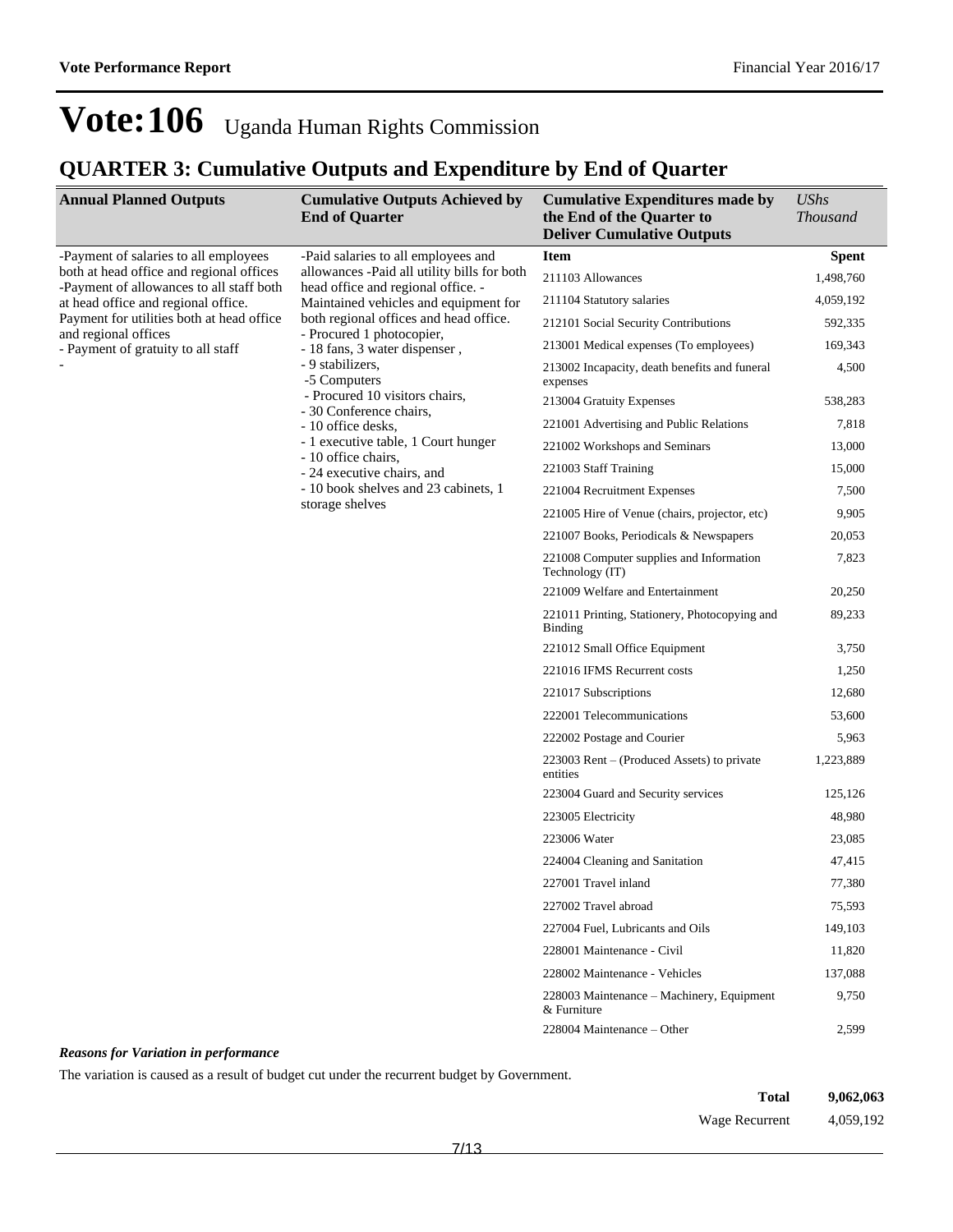# Vote:106 Uganda Human Rights Commission

## QUARTER 3: Cumulative Outputs and Expenditure by End of Quarter

| Annual Planned Outputs | Cumulative Outputs Achieved by End of Quarter | Cumulative Expenditures made by the End of the Quarter to Deliver Cumulative Outputs | *UShs Thousand* |
|---|---|---|---|
| -Payment of salaries to all employees both at head office and regional offices -Payment of allowances to all staff both at head office and regional office. Payment for utilities both at head office and regional offices - Payment of gratuity to all staff - | -Paid salaries to all employees and allowances -Paid all utility bills for both head office and regional office. - Maintained vehicles and equipment for both regional offices and head office. - Procured 1 photocopier, - 18 fans, 3 water dispenser , - 9 stabilizers, -5 Computers - Procured 10 visitors chairs, - 30 Conference chairs, - 10 office desks, - 1 executive table, 1 Court hunger - 10 office chairs, - 24 executive chairs, and - 10 book shelves and 23 cabinets, 1 storage shelves | **Item** | **Spent** |
| | | 211103 Allowances | 1,498,760 |
| | | 211104 Statutory salaries | 4,059,192 |
| | | 212101 Social Security Contributions | 592,335 |
| | | 213001 Medical expenses (To employees) | 169,343 |
| | | 213002 Incapacity, death benefits and funeral expenses | 4,500 |
| | | 213004 Gratuity Expenses | 538,283 |
| | | 221001 Advertising and Public Relations | 7,818 |
| | | 221002 Workshops and Seminars | 13,000 |
| | | 221003 Staff Training | 15,000 |
| | | 221004 Recruitment Expenses | 7,500 |
| | | 221005 Hire of Venue (chairs, projector, etc) | 9,905 |
| | | 221007 Books, Periodicals & Newspapers | 20,053 |
| | | 221008 Computer supplies and Information Technology (IT) | 7,823 |
| | | 221009 Welfare and Entertainment | 20,250 |
| | | 221011 Printing, Stationery, Photocopying and Binding | 89,233 |
| | | 221012 Small Office Equipment | 3,750 |
| | | 221016 IFMS Recurrent costs | 1,250 |
| | | 221017 Subscriptions | 12,680 |
| | | 222001 Telecommunications | 53,600 |
| | | 222002 Postage and Courier | 5,963 |
| | | 223003 Rent – (Produced Assets) to private entities | 1,223,889 |
| | | 223004 Guard and Security services | 125,126 |
| | | 223005 Electricity | 48,980 |
| | | 223006 Water | 23,085 |
| | | 224004 Cleaning and Sanitation | 47,415 |
| | | 227001 Travel inland | 77,380 |
| | | 227002 Travel abroad | 75,593 |
| | | 227004 Fuel, Lubricants and Oils | 149,103 |
| | | 228001 Maintenance - Civil | 11,820 |
| | | 228002 Maintenance - Vehicles | 137,088 |
| | | 228003 Maintenance – Machinery, Equipment & Furniture | 9,750 |
| | | 228004 Maintenance – Other | 2,599 |

***Reasons for Variation in performance***

The variation is caused as a result of budget cut under the recurrent budget by Government.

| | |
|---|---|
| **Total** | **9,062,063** |
| Wage Recurrent | 4,059,192 |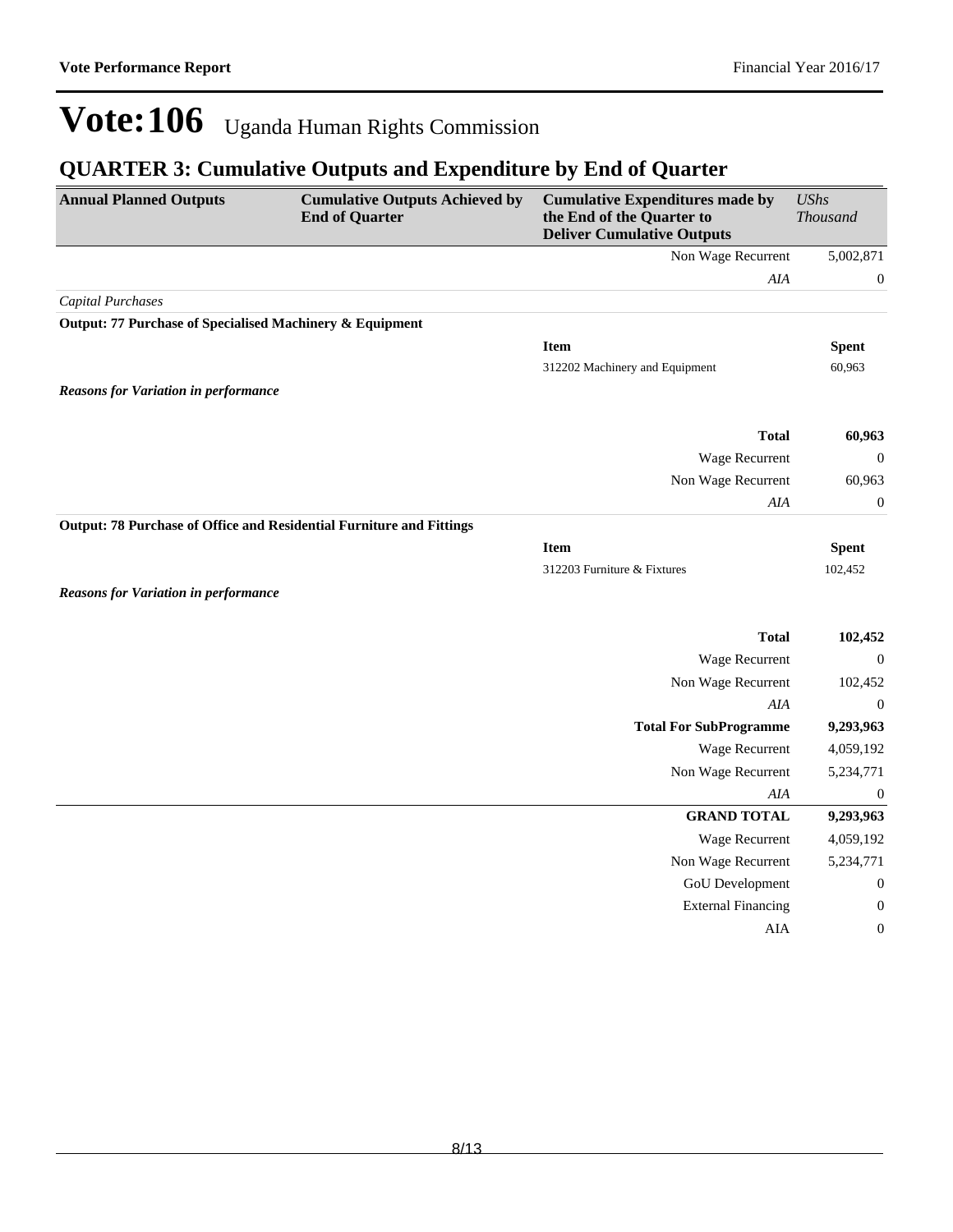# Vote:106 Uganda Human Rights Commission

## QUARTER 3: Cumulative Outputs and Expenditure by End of Quarter

| Annual Planned Outputs | Cumulative Outputs Achieved by End of Quarter | Cumulative Expenditures made by the End of the Quarter to Deliver Cumulative Outputs | *UShs Thousand* |
|---|---|---|---|
| | | Non Wage Recurrent | 5,002,871 |
| | | *AIA* | 0 |
| *Capital Purchases* | | | |
| **Output: 77 Purchase of Specialised Machinery & Equipment** | | | |
| | | **Item** | **Spent** |
| | | 312202 Machinery and Equipment | 60,963 |
| ***Reasons for Variation in performance*** | | | |
| | | **Total** | **60,963** |
| | | Wage Recurrent | 0 |
| | | Non Wage Recurrent | 60,963 |
| | | *AIA* | 0 |
| **Output: 78 Purchase of Office and Residential Furniture and Fittings** | | | |
| | | **Item** | **Spent** |
| | | 312203 Furniture & Fixtures | 102,452 |
| ***Reasons for Variation in performance*** | | | |
| | | **Total** | **102,452** |
| | | Wage Recurrent | 0 |
| | | Non Wage Recurrent | 102,452 |
| | | *AIA* | 0 |
| | | **Total For SubProgramme** | **9,293,963** |
| | | Wage Recurrent | 4,059,192 |
| | | Non Wage Recurrent | 5,234,771 |
| | | *AIA* | 0 |
| | | **GRAND TOTAL** | **9,293,963** |
| | | Wage Recurrent | 4,059,192 |
| | | Non Wage Recurrent | 5,234,771 |
| | | GoU Development | 0 |
| | | External Financing | 0 |
| | | AIA | 0 |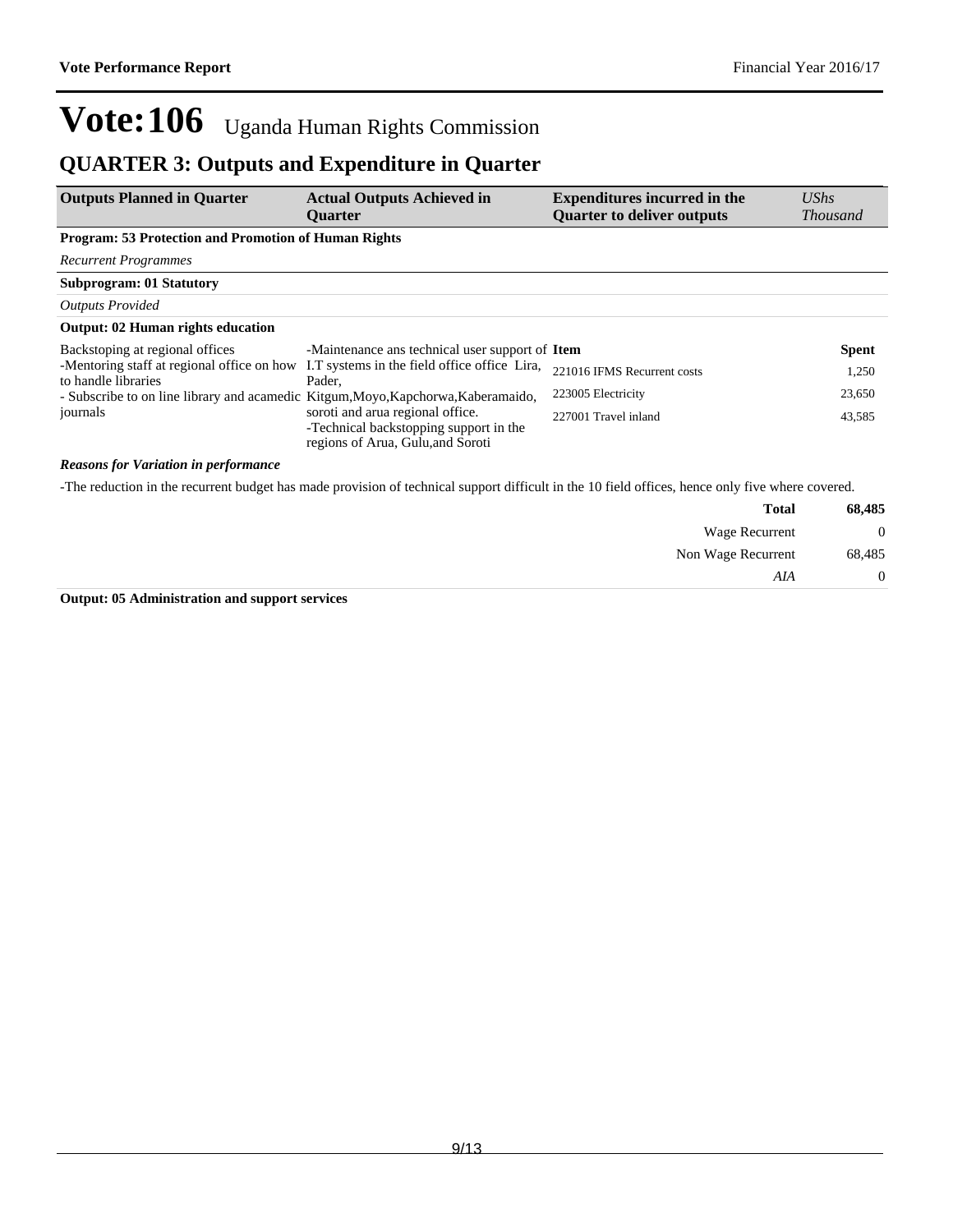# Vote:106 Uganda Human Rights Commission

## QUARTER 3: Outputs and Expenditure in Quarter

| Outputs Planned in Quarter | Actual Outputs Achieved in Quarter | Expenditures incurred in the Quarter to deliver outputs | *UShs Thousand* |
|---|---|---|---|
| **Program: 53 Protection and Promotion of Human Rights** | | | |
| *Recurrent Programmes* | | | |
| **Subprogram: 01 Statutory** | | | |
| *Outputs Provided* | | | |
| **Output: 02 Human rights education** | | | |
| Backstoping at regional offices<br>-Mentoring staff at regional office on how to handle libraries<br>- Subscribe to on line library and acamedic journals | -Maintenance ans technical user support of I.T systems in the field office office Lira, Pader, Kitgum,Moyo,Kapchorwa,Kaberamaido, soroti and arua regional office.<br>-Technical backstopping support in the regions of Arua, Gulu,and Soroti | **Item** | **Spent** |
| | | 221016 IFMS Recurrent costs | 1,250 |
| | | 223005 Electricity | 23,650 |
| | | 227001 Travel inland | 43,585 |

***Reasons for Variation in performance***

-The reduction in the recurrent budget has made provision of technical support difficult in the 10 field offices, hence only five where covered.

| | |
|---|---|
| **Total** | **68,485** |
| Wage Recurrent | 0 |
| Non Wage Recurrent | 68,485 |
| *AIA* | 0 |

**Output: 05 Administration and support services**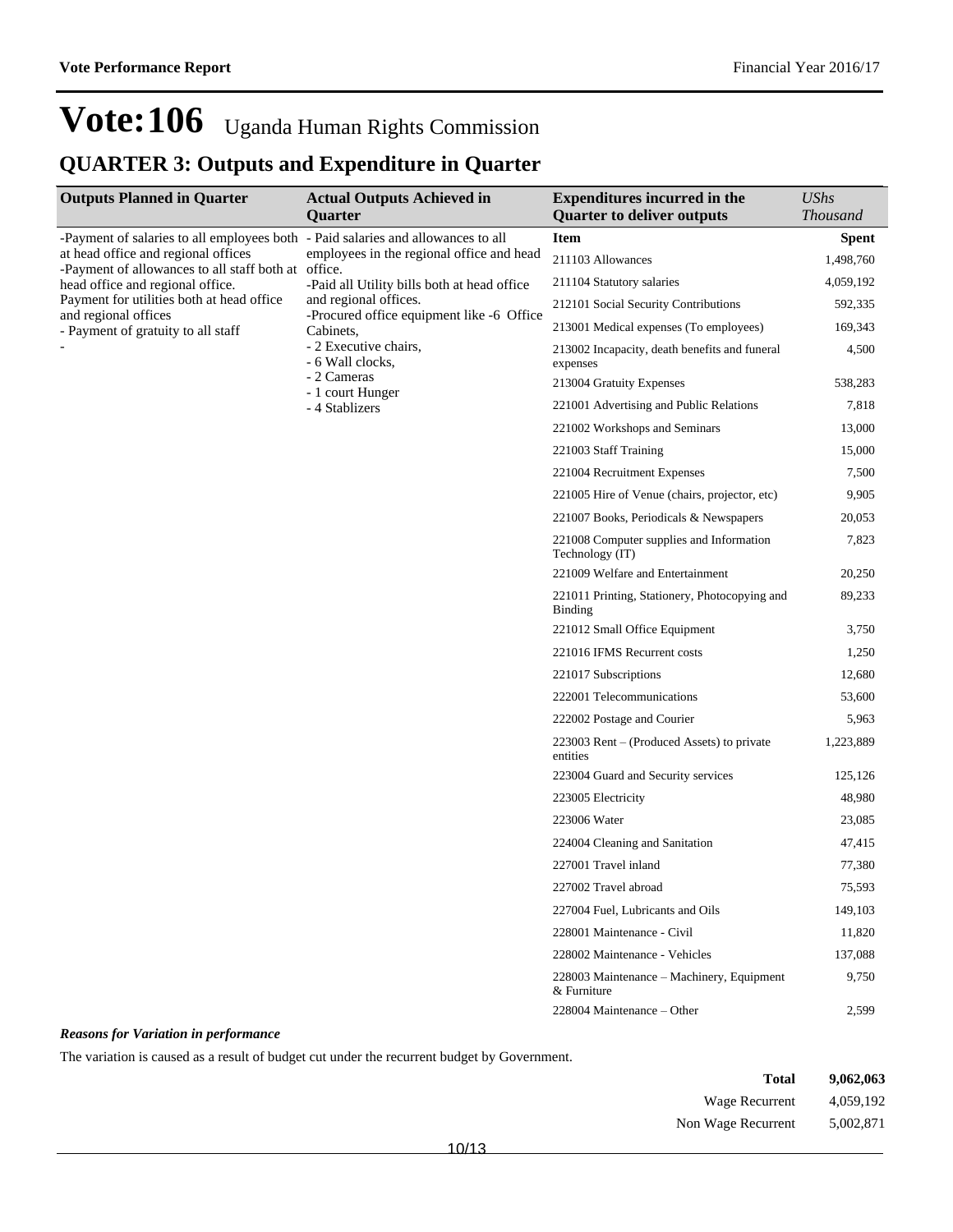# Vote:106 Uganda Human Rights Commission

## QUARTER 3: Outputs and Expenditure in Quarter

| Outputs Planned in Quarter | Actual Outputs Achieved in Quarter | Expenditures incurred in the Quarter to deliver outputs | *UShs Thousand* |
|---|---|---|---|
| -Payment of salaries to all employees both at head office and regional offices<br>-Payment of allowances to all staff both at head office and regional office.<br>Payment for utilities both at head office and regional offices<br>- Payment of gratuity to all staff<br>- | - Paid salaries and allowances to all employees in the regional office and head office.<br>-Paid all Utility bills both at head office and regional offices.<br>-Procured office equipment like -6 Office Cabinets,<br>- 2 Executive chairs,<br>- 6 Wall clocks,<br>- 2 Cameras<br>- 1 court Hunger<br>- 4 Stablizers | **Item** | **Spent** |
| | | 211103 Allowances | 1,498,760 |
| | | 211104 Statutory salaries | 4,059,192 |
| | | 212101 Social Security Contributions | 592,335 |
| | | 213001 Medical expenses (To employees) | 169,343 |
| | | 213002 Incapacity, death benefits and funeral expenses | 4,500 |
| | | 213004 Gratuity Expenses | 538,283 |
| | | 221001 Advertising and Public Relations | 7,818 |
| | | 221002 Workshops and Seminars | 13,000 |
| | | 221003 Staff Training | 15,000 |
| | | 221004 Recruitment Expenses | 7,500 |
| | | 221005 Hire of Venue (chairs, projector, etc) | 9,905 |
| | | 221007 Books, Periodicals & Newspapers | 20,053 |
| | | 221008 Computer supplies and Information Technology (IT) | 7,823 |
| | | 221009 Welfare and Entertainment | 20,250 |
| | | 221011 Printing, Stationery, Photocopying and Binding | 89,233 |
| | | 221012 Small Office Equipment | 3,750 |
| | | 221016 IFMS Recurrent costs | 1,250 |
| | | 221017 Subscriptions | 12,680 |
| | | 222001 Telecommunications | 53,600 |
| | | 222002 Postage and Courier | 5,963 |
| | | 223003 Rent – (Produced Assets) to private entities | 1,223,889 |
| | | 223004 Guard and Security services | 125,126 |
| | | 223005 Electricity | 48,980 |
| | | 223006 Water | 23,085 |
| | | 224004 Cleaning and Sanitation | 47,415 |
| | | 227001 Travel inland | 77,380 |
| | | 227002 Travel abroad | 75,593 |
| | | 227004 Fuel, Lubricants and Oils | 149,103 |
| | | 228001 Maintenance - Civil | 11,820 |
| | | 228002 Maintenance - Vehicles | 137,088 |
| | | 228003 Maintenance – Machinery, Equipment & Furniture | 9,750 |
| | | 228004 Maintenance – Other | 2,599 |

***Reasons for Variation in performance***

The variation is caused as a result of budget cut under the recurrent budget by Government.

| | |
|---|---|
| **Total** | **9,062,063** |
| Wage Recurrent | 4,059,192 |
| Non Wage Recurrent | 5,002,871 |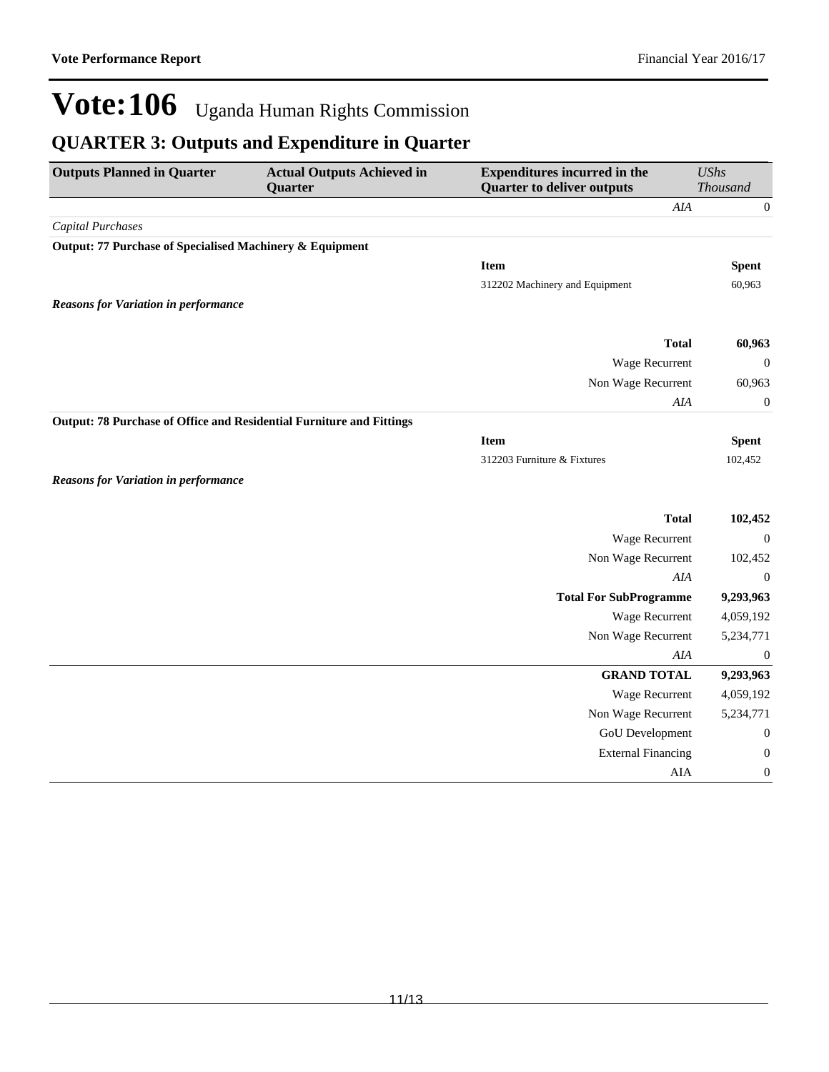# Vote:106 Uganda Human Rights Commission

## QUARTER 3: Outputs and Expenditure in Quarter

| Outputs Planned in Quarter | Actual Outputs Achieved in Quarter | Expenditures incurred in the Quarter to deliver outputs | *UShs Thousand* |
|---|---|---|---|
| | | *AIA* | 0 |
| *Capital Purchases* | | | |
| **Output: 77 Purchase of Specialised Machinery & Equipment** | | | |
| | | **Item** | **Spent** |
| | | 312202 Machinery and Equipment | 60,963 |
| ***Reasons for Variation in performance*** | | | |
| | | **Total** | **60,963** |
| | | Wage Recurrent | 0 |
| | | Non Wage Recurrent | 60,963 |
| | | *AIA* | 0 |
| **Output: 78 Purchase of Office and Residential Furniture and Fittings** | | | |
| | | **Item** | **Spent** |
| | | 312203 Furniture & Fixtures | 102,452 |
| ***Reasons for Variation in performance*** | | | |
| | | **Total** | **102,452** |
| | | Wage Recurrent | 0 |
| | | Non Wage Recurrent | 102,452 |
| | | *AIA* | 0 |
| | | **Total For SubProgramme** | **9,293,963** |
| | | Wage Recurrent | 4,059,192 |
| | | Non Wage Recurrent | 5,234,771 |
| | | *AIA* | 0 |
| | | **GRAND TOTAL** | **9,293,963** |
| | | Wage Recurrent | 4,059,192 |
| | | Non Wage Recurrent | 5,234,771 |
| | | GoU Development | 0 |
| | | External Financing | 0 |
| | | AIA | 0 |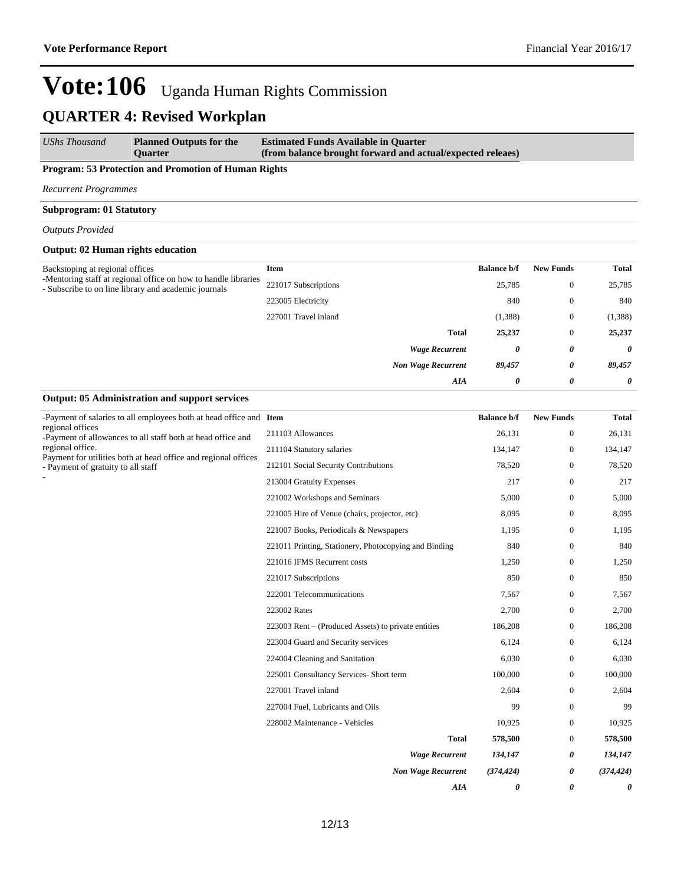# Vote:106 Uganda Human Rights Commission

## QUARTER 4: Revised Workplan

| *UShs Thousand* | **Planned Outputs for the Quarter** | **Estimated Funds Available in Quarter (from balance brought forward and actual/expected releaes)** |
|---|---|---|

**Program: 53 Protection and Promotion of Human Rights**

*Recurrent Programmes*

**Subprogram: 01 Statutory**

*Outputs Provided*

**Output: 02 Human rights education**

Backstoping at regional offices
-Mentoring staff at regional office on how to handle libraries
- Subscribe to on line library and academic journals

| Item | Balance b/f | New Funds | Total |
|---|---|---|---|
| 221017 Subscriptions | 25,785 | 0 | 25,785 |
| 223005 Electricity | 840 | 0 | 840 |
| 227001 Travel inland | (1,388) | 0 | (1,388) |
| **Total** | **25,237** | 0 | **25,237** |
| ***Wage Recurrent*** | ***0*** | ***0*** | ***0*** |
| ***Non Wage Recurrent*** | ***89,457*** | ***0*** | ***89,457*** |
| ***AIA*** | ***0*** | ***0*** | ***0*** |

**Output: 05 Administration and support services**

-Payment of salaries to all employees both at head office and regional offices
-Payment of allowances to all staff both at head office and regional office.
Payment for utilities both at head office and regional offices
- Payment of gratuity to all staff
-

| Item | Balance b/f | New Funds | Total |
|---|---|---|---|
| 211103 Allowances | 26,131 | 0 | 26,131 |
| 211104 Statutory salaries | 134,147 | 0 | 134,147 |
| 212101 Social Security Contributions | 78,520 | 0 | 78,520 |
| 213004 Gratuity Expenses | 217 | 0 | 217 |
| 221002 Workshops and Seminars | 5,000 | 0 | 5,000 |
| 221005 Hire of Venue (chairs, projector, etc) | 8,095 | 0 | 8,095 |
| 221007 Books, Periodicals & Newspapers | 1,195 | 0 | 1,195 |
| 221011 Printing, Stationery, Photocopying and Binding | 840 | 0 | 840 |
| 221016 IFMS Recurrent costs | 1,250 | 0 | 1,250 |
| 221017 Subscriptions | 850 | 0 | 850 |
| 222001 Telecommunications | 7,567 | 0 | 7,567 |
| 223002 Rates | 2,700 | 0 | 2,700 |
| 223003 Rent – (Produced Assets) to private entities | 186,208 | 0 | 186,208 |
| 223004 Guard and Security services | 6,124 | 0 | 6,124 |
| 224004 Cleaning and Sanitation | 6,030 | 0 | 6,030 |
| 225001 Consultancy Services- Short term | 100,000 | 0 | 100,000 |
| 227001 Travel inland | 2,604 | 0 | 2,604 |
| 227004 Fuel, Lubricants and Oils | 99 | 0 | 99 |
| 228002 Maintenance - Vehicles | 10,925 | 0 | 10,925 |
| **Total** | **578,500** | 0 | **578,500** |
| ***Wage Recurrent*** | ***134,147*** | ***0*** | ***134,147*** |
| ***Non Wage Recurrent*** | ***(374,424)*** | ***0*** | ***(374,424)*** |
| ***AIA*** | ***0*** | ***0*** | ***0*** |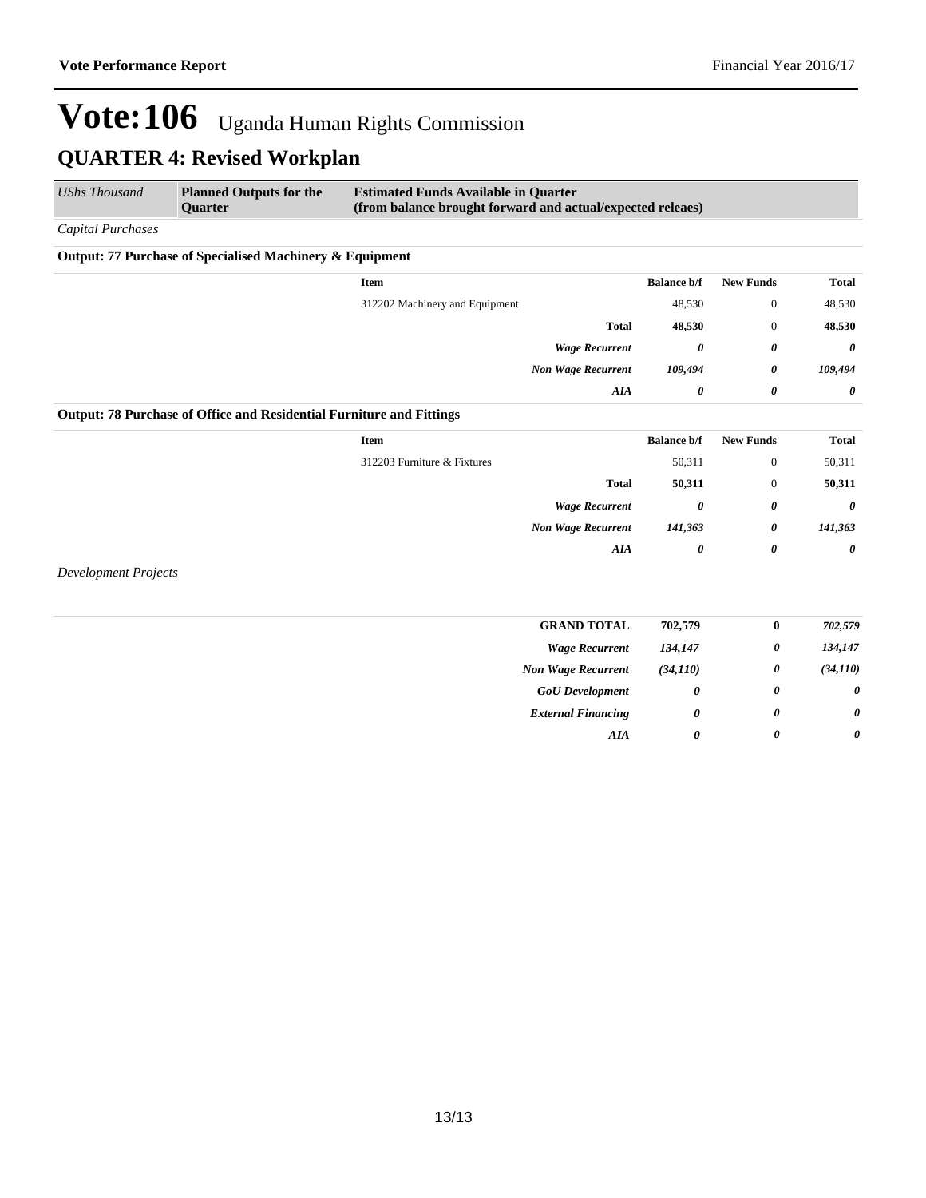# Vote:106 Uganda Human Rights Commission

## QUARTER 4: Revised Workplan

| *UShs Thousand* | **Planned Outputs for the Quarter** | **Estimated Funds Available in Quarter (from balance brought forward and actual/expected releaes)** |
|---|---|---|

*Capital Purchases*

**Output: 77 Purchase of Specialised Machinery & Equipment**

| Item | Balance b/f | New Funds | Total |
|---|---|---|---|
| 312202 Machinery and Equipment | 48,530 | 0 | 48,530 |
| **Total** | **48,530** | 0 | **48,530** |
| ***Wage Recurrent*** | ***0*** | ***0*** | ***0*** |
| ***Non Wage Recurrent*** | ***109,494*** | ***0*** | ***109,494*** |
| ***AIA*** | ***0*** | ***0*** | ***0*** |

**Output: 78 Purchase of Office and Residential Furniture and Fittings**

| Item | Balance b/f | New Funds | Total |
|---|---|---|---|
| 312203 Furniture & Fixtures | 50,311 | 0 | 50,311 |
| **Total** | **50,311** | 0 | **50,311** |
| ***Wage Recurrent*** | ***0*** | ***0*** | ***0*** |
| ***Non Wage Recurrent*** | ***141,363*** | ***0*** | ***141,363*** |
| ***AIA*** | ***0*** | ***0*** | ***0*** |

*Development Projects*

| | | | |
|---|---|---|---|
| **GRAND TOTAL** | **702,579** | **0** | ***702,579*** |
| ***Wage Recurrent*** | ***134,147*** | ***0*** | ***134,147*** |
| ***Non Wage Recurrent*** | ***(34,110)*** | ***0*** | ***(34,110)*** |
| ***GoU Development*** | ***0*** | ***0*** | ***0*** |
| ***External Financing*** | ***0*** | ***0*** | ***0*** |
| ***AIA*** | ***0*** | ***0*** | ***0*** |